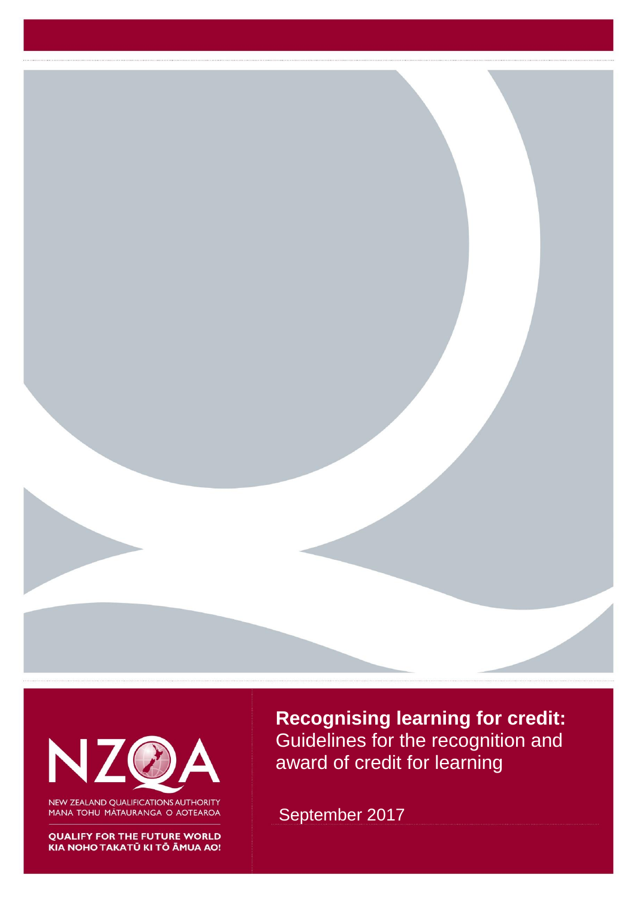NZQA

NEW ZEALAND QUALIFICATIONS AUTHORITY
MANA TOHU MĀTAURANGA O AOTEAROA

QUALIFY FOR THE FUTURE WORLD
KIA NOHO TAKATŪ KI TŌ ĀMUA AO!

# **Recognising learning for credit:** Guidelines for the recognition and award of credit for learning

September 2017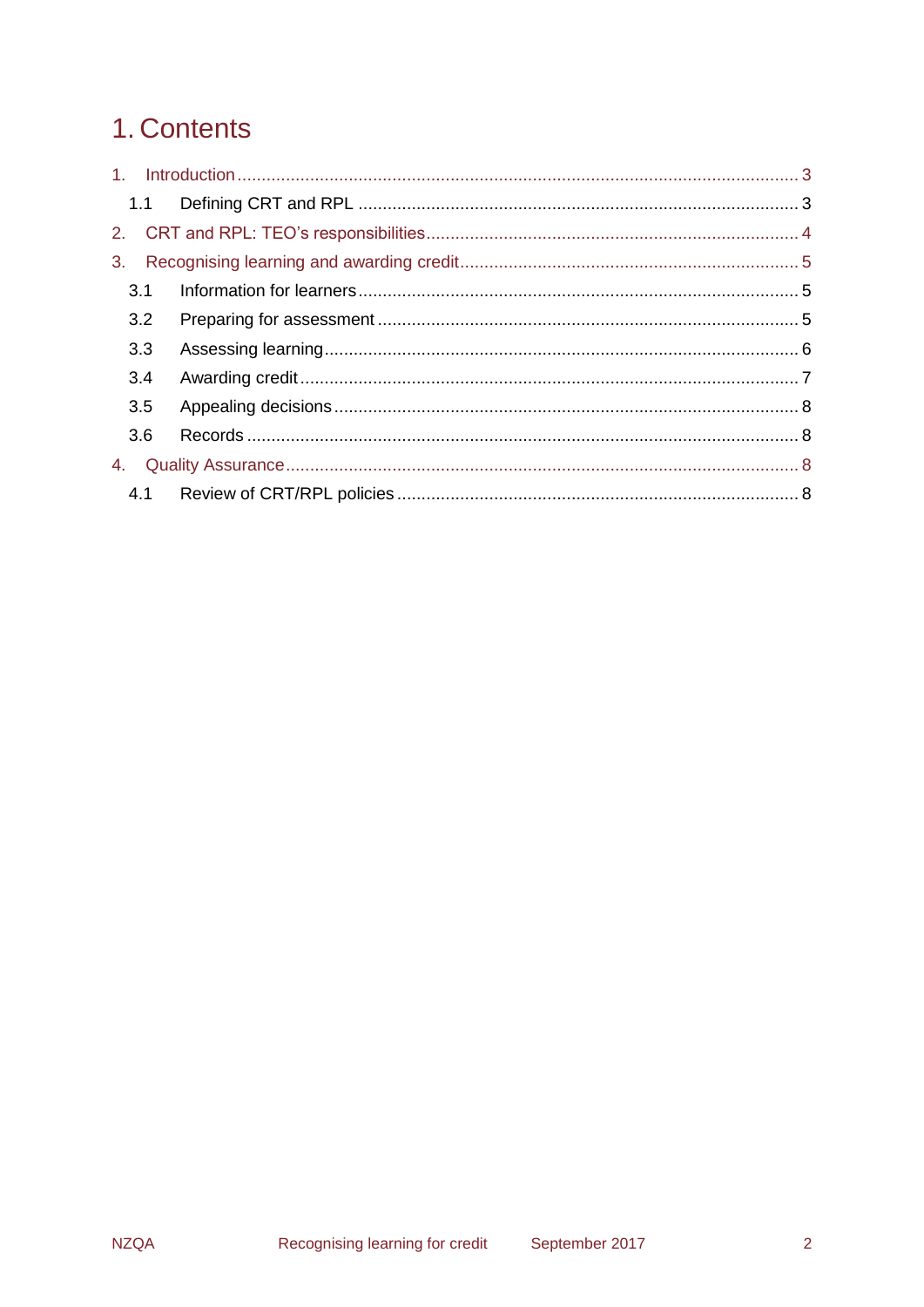# 1. Contents

1. Introduction .......... 3
   - 1.1 Defining CRT and RPL .......... 3
2. CRT and RPL: TEO's responsibilities .......... 4
3. Recognising learning and awarding credit .......... 5
   - 3.1 Information for learners .......... 5
   - 3.2 Preparing for assessment .......... 5
   - 3.3 Assessing learning .......... 6
   - 3.4 Awarding credit .......... 7
   - 3.5 Appealing decisions .......... 8
   - 3.6 Records .......... 8
4. Quality Assurance .......... 8
   - 4.1 Review of CRT/RPL policies .......... 8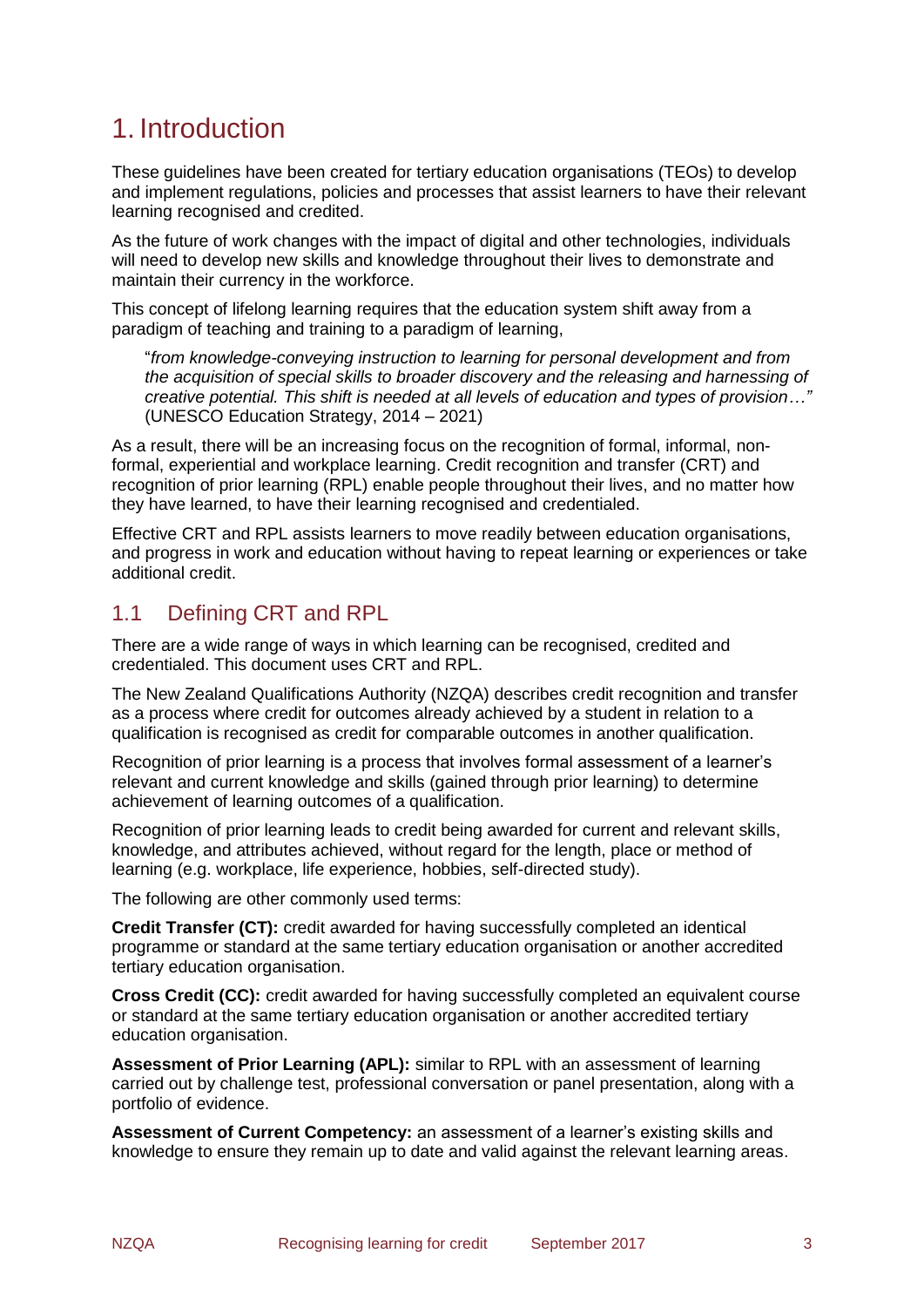# 1. Introduction

These guidelines have been created for tertiary education organisations (TEOs) to develop and implement regulations, policies and processes that assist learners to have their relevant learning recognised and credited.

As the future of work changes with the impact of digital and other technologies, individuals will need to develop new skills and knowledge throughout their lives to demonstrate and maintain their currency in the workforce.

This concept of lifelong learning requires that the education system shift away from a paradigm of teaching and training to a paradigm of learning,

> "*from knowledge-conveying instruction to learning for personal development and from the acquisition of special skills to broader discovery and the releasing and harnessing of creative potential. This shift is needed at all levels of education and types of provision…"* (UNESCO Education Strategy, 2014 – 2021)

As a result, there will be an increasing focus on the recognition of formal, informal, non-formal, experiential and workplace learning. Credit recognition and transfer (CRT) and recognition of prior learning (RPL) enable people throughout their lives, and no matter how they have learned, to have their learning recognised and credentialed.

Effective CRT and RPL assists learners to move readily between education organisations, and progress in work and education without having to repeat learning or experiences or take additional credit.

## 1.1 Defining CRT and RPL

There are a wide range of ways in which learning can be recognised, credited and credentialed. This document uses CRT and RPL.

The New Zealand Qualifications Authority (NZQA) describes credit recognition and transfer as a process where credit for outcomes already achieved by a student in relation to a qualification is recognised as credit for comparable outcomes in another qualification.

Recognition of prior learning is a process that involves formal assessment of a learner's relevant and current knowledge and skills (gained through prior learning) to determine achievement of learning outcomes of a qualification.

Recognition of prior learning leads to credit being awarded for current and relevant skills, knowledge, and attributes achieved, without regard for the length, place or method of learning (e.g. workplace, life experience, hobbies, self-directed study).

The following are other commonly used terms:

**Credit Transfer (CT):** credit awarded for having successfully completed an identical programme or standard at the same tertiary education organisation or another accredited tertiary education organisation.

**Cross Credit (CC):** credit awarded for having successfully completed an equivalent course or standard at the same tertiary education organisation or another accredited tertiary education organisation.

**Assessment of Prior Learning (APL):** similar to RPL with an assessment of learning carried out by challenge test, professional conversation or panel presentation, along with a portfolio of evidence.

**Assessment of Current Competency:** an assessment of a learner's existing skills and knowledge to ensure they remain up to date and valid against the relevant learning areas.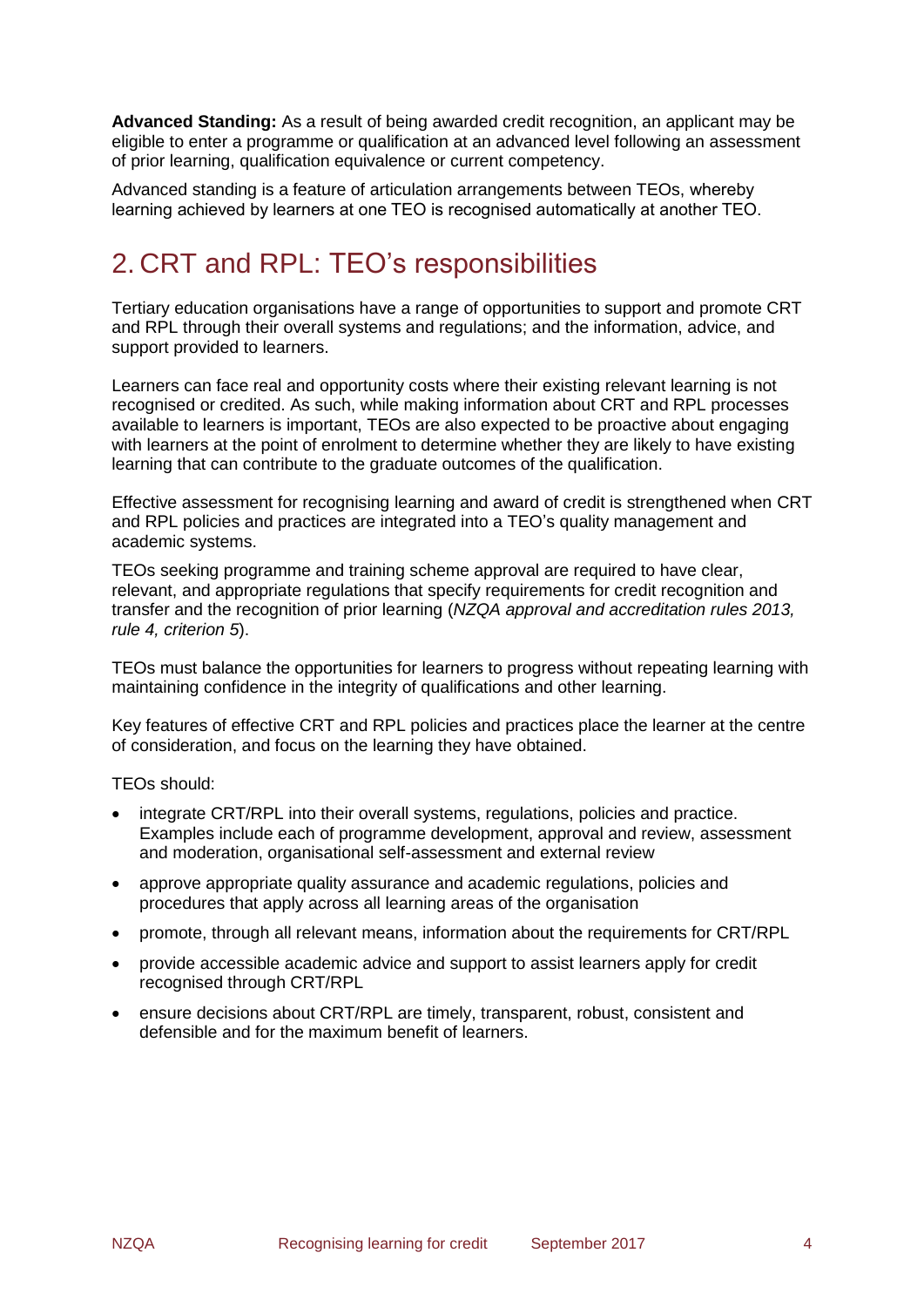**Advanced Standing:** As a result of being awarded credit recognition, an applicant may be eligible to enter a programme or qualification at an advanced level following an assessment of prior learning, qualification equivalence or current competency.

Advanced standing is a feature of articulation arrangements between TEOs, whereby learning achieved by learners at one TEO is recognised automatically at another TEO.

## 2. CRT and RPL: TEO's responsibilities

Tertiary education organisations have a range of opportunities to support and promote CRT and RPL through their overall systems and regulations; and the information, advice, and support provided to learners.

Learners can face real and opportunity costs where their existing relevant learning is not recognised or credited. As such, while making information about CRT and RPL processes available to learners is important, TEOs are also expected to be proactive about engaging with learners at the point of enrolment to determine whether they are likely to have existing learning that can contribute to the graduate outcomes of the qualification.

Effective assessment for recognising learning and award of credit is strengthened when CRT and RPL policies and practices are integrated into a TEO's quality management and academic systems.

TEOs seeking programme and training scheme approval are required to have clear, relevant, and appropriate regulations that specify requirements for credit recognition and transfer and the recognition of prior learning (*NZQA approval and accreditation rules 2013, rule 4, criterion 5*).

TEOs must balance the opportunities for learners to progress without repeating learning with maintaining confidence in the integrity of qualifications and other learning.

Key features of effective CRT and RPL policies and practices place the learner at the centre of consideration, and focus on the learning they have obtained.

TEOs should:

- integrate CRT/RPL into their overall systems, regulations, policies and practice. Examples include each of programme development, approval and review, assessment and moderation, organisational self-assessment and external review
- approve appropriate quality assurance and academic regulations, policies and procedures that apply across all learning areas of the organisation
- promote, through all relevant means, information about the requirements for CRT/RPL
- provide accessible academic advice and support to assist learners apply for credit recognised through CRT/RPL
- ensure decisions about CRT/RPL are timely, transparent, robust, consistent and defensible and for the maximum benefit of learners.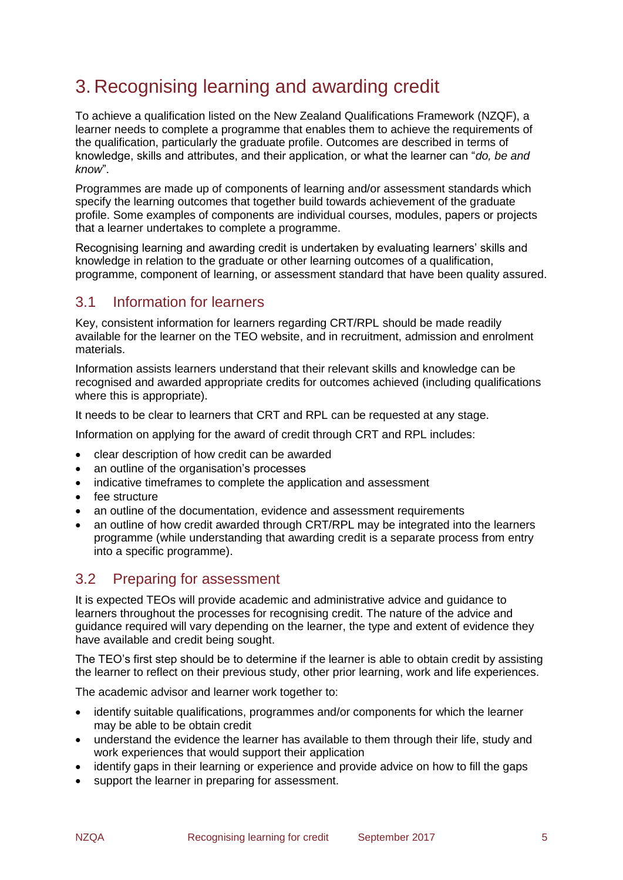# 3. Recognising learning and awarding credit

To achieve a qualification listed on the New Zealand Qualifications Framework (NZQF), a learner needs to complete a programme that enables them to achieve the requirements of the qualification, particularly the graduate profile. Outcomes are described in terms of knowledge, skills and attributes, and their application, or what the learner can "*do, be and know*".

Programmes are made up of components of learning and/or assessment standards which specify the learning outcomes that together build towards achievement of the graduate profile. Some examples of components are individual courses, modules, papers or projects that a learner undertakes to complete a programme.

Recognising learning and awarding credit is undertaken by evaluating learners' skills and knowledge in relation to the graduate or other learning outcomes of a qualification, programme, component of learning, or assessment standard that have been quality assured.

## 3.1 Information for learners

Key, consistent information for learners regarding CRT/RPL should be made readily available for the learner on the TEO website, and in recruitment, admission and enrolment materials.

Information assists learners understand that their relevant skills and knowledge can be recognised and awarded appropriate credits for outcomes achieved (including qualifications where this is appropriate).

It needs to be clear to learners that CRT and RPL can be requested at any stage.

Information on applying for the award of credit through CRT and RPL includes:

- clear description of how credit can be awarded
- an outline of the organisation's processes
- indicative timeframes to complete the application and assessment
- fee structure
- an outline of the documentation, evidence and assessment requirements
- an outline of how credit awarded through CRT/RPL may be integrated into the learners programme (while understanding that awarding credit is a separate process from entry into a specific programme).

## 3.2 Preparing for assessment

It is expected TEOs will provide academic and administrative advice and guidance to learners throughout the processes for recognising credit. The nature of the advice and guidance required will vary depending on the learner, the type and extent of evidence they have available and credit being sought.

The TEO's first step should be to determine if the learner is able to obtain credit by assisting the learner to reflect on their previous study, other prior learning, work and life experiences.

The academic advisor and learner work together to:

- identify suitable qualifications, programmes and/or components for which the learner may be able to be obtain credit
- understand the evidence the learner has available to them through their life, study and work experiences that would support their application
- identify gaps in their learning or experience and provide advice on how to fill the gaps
- support the learner in preparing for assessment.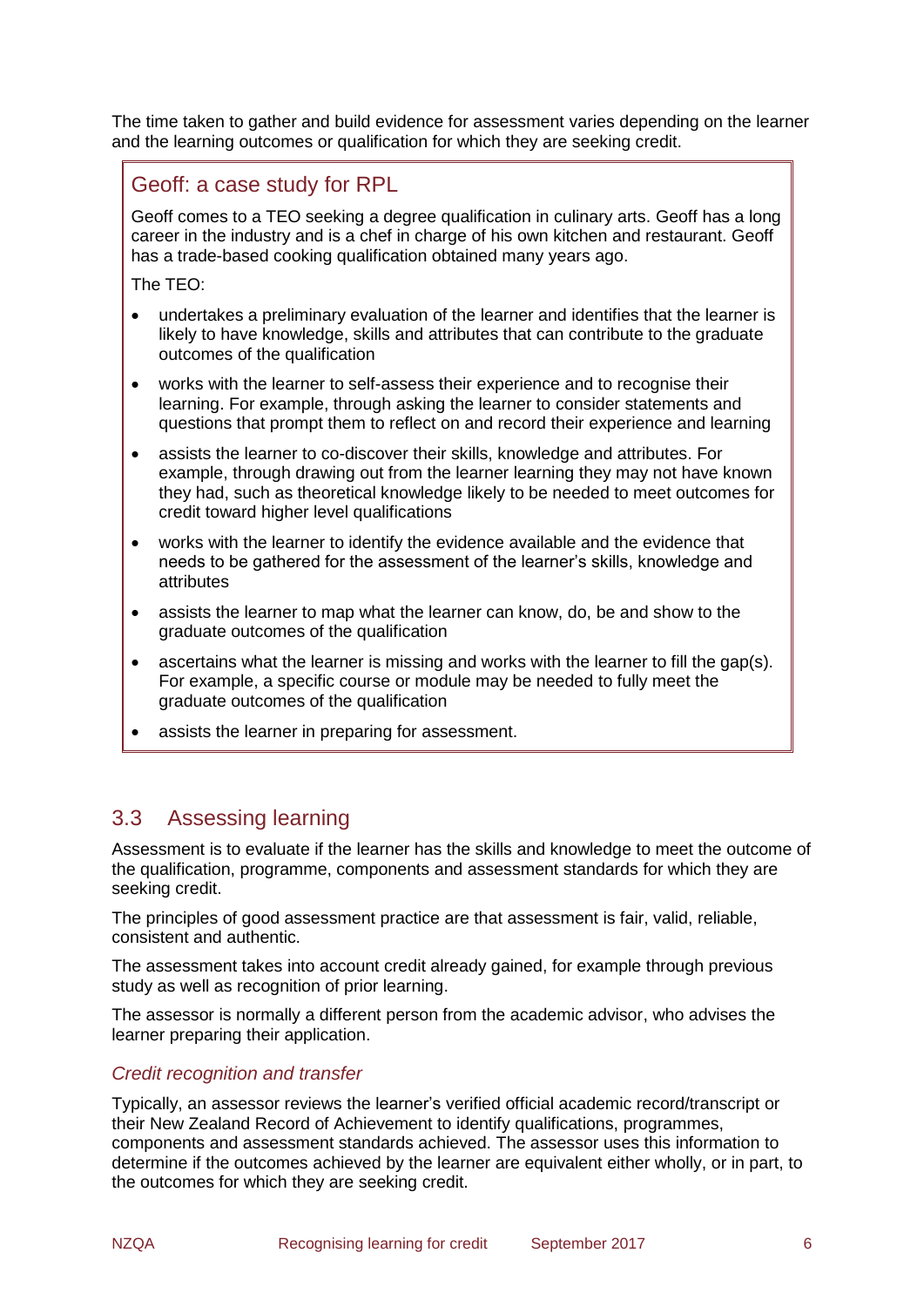The time taken to gather and build evidence for assessment varies depending on the learner and the learning outcomes or qualification for which they are seeking credit.

> ### Geoff: a case study for RPL
>
> Geoff comes to a TEO seeking a degree qualification in culinary arts. Geoff has a long career in the industry and is a chef in charge of his own kitchen and restaurant. Geoff has a trade-based cooking qualification obtained many years ago.
>
> The TEO:
>
> - undertakes a preliminary evaluation of the learner and identifies that the learner is likely to have knowledge, skills and attributes that can contribute to the graduate outcomes of the qualification
> - works with the learner to self-assess their experience and to recognise their learning. For example, through asking the learner to consider statements and questions that prompt them to reflect on and record their experience and learning
> - assists the learner to co-discover their skills, knowledge and attributes. For example, through drawing out from the learner learning they may not have known they had, such as theoretical knowledge likely to be needed to meet outcomes for credit toward higher level qualifications
> - works with the learner to identify the evidence available and the evidence that needs to be gathered for the assessment of the learner's skills, knowledge and attributes
> - assists the learner to map what the learner can know, do, be and show to the graduate outcomes of the qualification
> - ascertains what the learner is missing and works with the learner to fill the gap(s). For example, a specific course or module may be needed to fully meet the graduate outcomes of the qualification
> - assists the learner in preparing for assessment.

## 3.3 Assessing learning

Assessment is to evaluate if the learner has the skills and knowledge to meet the outcome of the qualification, programme, components and assessment standards for which they are seeking credit.

The principles of good assessment practice are that assessment is fair, valid, reliable, consistent and authentic.

The assessment takes into account credit already gained, for example through previous study as well as recognition of prior learning.

The assessor is normally a different person from the academic advisor, who advises the learner preparing their application.

### *Credit recognition and transfer*

Typically, an assessor reviews the learner's verified official academic record/transcript or their New Zealand Record of Achievement to identify qualifications, programmes, components and assessment standards achieved. The assessor uses this information to determine if the outcomes achieved by the learner are equivalent either wholly, or in part, to the outcomes for which they are seeking credit.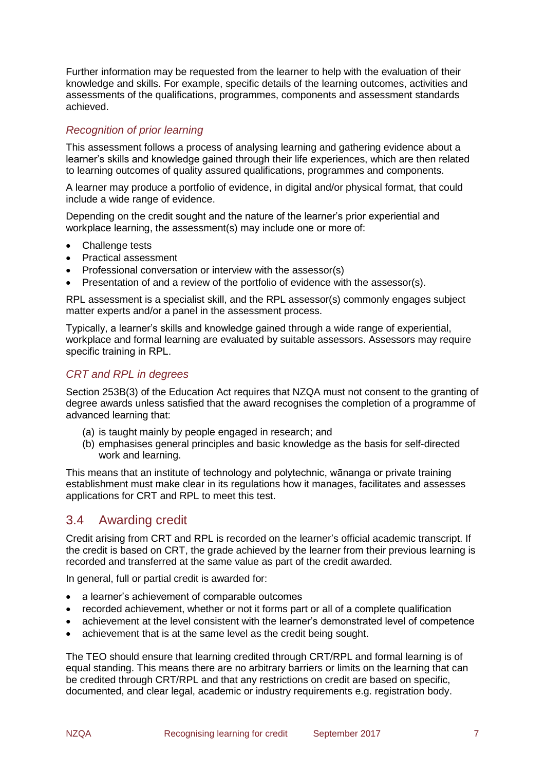Further information may be requested from the learner to help with the evaluation of their knowledge and skills. For example, specific details of the learning outcomes, activities and assessments of the qualifications, programmes, components and assessment standards achieved.

### *Recognition of prior learning*

This assessment follows a process of analysing learning and gathering evidence about a learner's skills and knowledge gained through their life experiences, which are then related to learning outcomes of quality assured qualifications, programmes and components.

A learner may produce a portfolio of evidence, in digital and/or physical format, that could include a wide range of evidence.

Depending on the credit sought and the nature of the learner's prior experiential and workplace learning, the assessment(s) may include one or more of:

- Challenge tests
- Practical assessment
- Professional conversation or interview with the assessor(s)
- Presentation of and a review of the portfolio of evidence with the assessor(s).

RPL assessment is a specialist skill, and the RPL assessor(s) commonly engages subject matter experts and/or a panel in the assessment process.

Typically, a learner's skills and knowledge gained through a wide range of experiential, workplace and formal learning are evaluated by suitable assessors. Assessors may require specific training in RPL.

### *CRT and RPL in degrees*

Section 253B(3) of the Education Act requires that NZQA must not consent to the granting of degree awards unless satisfied that the award recognises the completion of a programme of advanced learning that:

(a) is taught mainly by people engaged in research; and
(b) emphasises general principles and basic knowledge as the basis for self-directed work and learning.

This means that an institute of technology and polytechnic, wānanga or private training establishment must make clear in its regulations how it manages, facilitates and assesses applications for CRT and RPL to meet this test.

## 3.4 Awarding credit

Credit arising from CRT and RPL is recorded on the learner's official academic transcript. If the credit is based on CRT, the grade achieved by the learner from their previous learning is recorded and transferred at the same value as part of the credit awarded.

In general, full or partial credit is awarded for:

- a learner's achievement of comparable outcomes
- recorded achievement, whether or not it forms part or all of a complete qualification
- achievement at the level consistent with the learner's demonstrated level of competence
- achievement that is at the same level as the credit being sought.

The TEO should ensure that learning credited through CRT/RPL and formal learning is of equal standing. This means there are no arbitrary barriers or limits on the learning that can be credited through CRT/RPL and that any restrictions on credit are based on specific, documented, and clear legal, academic or industry requirements e.g. registration body.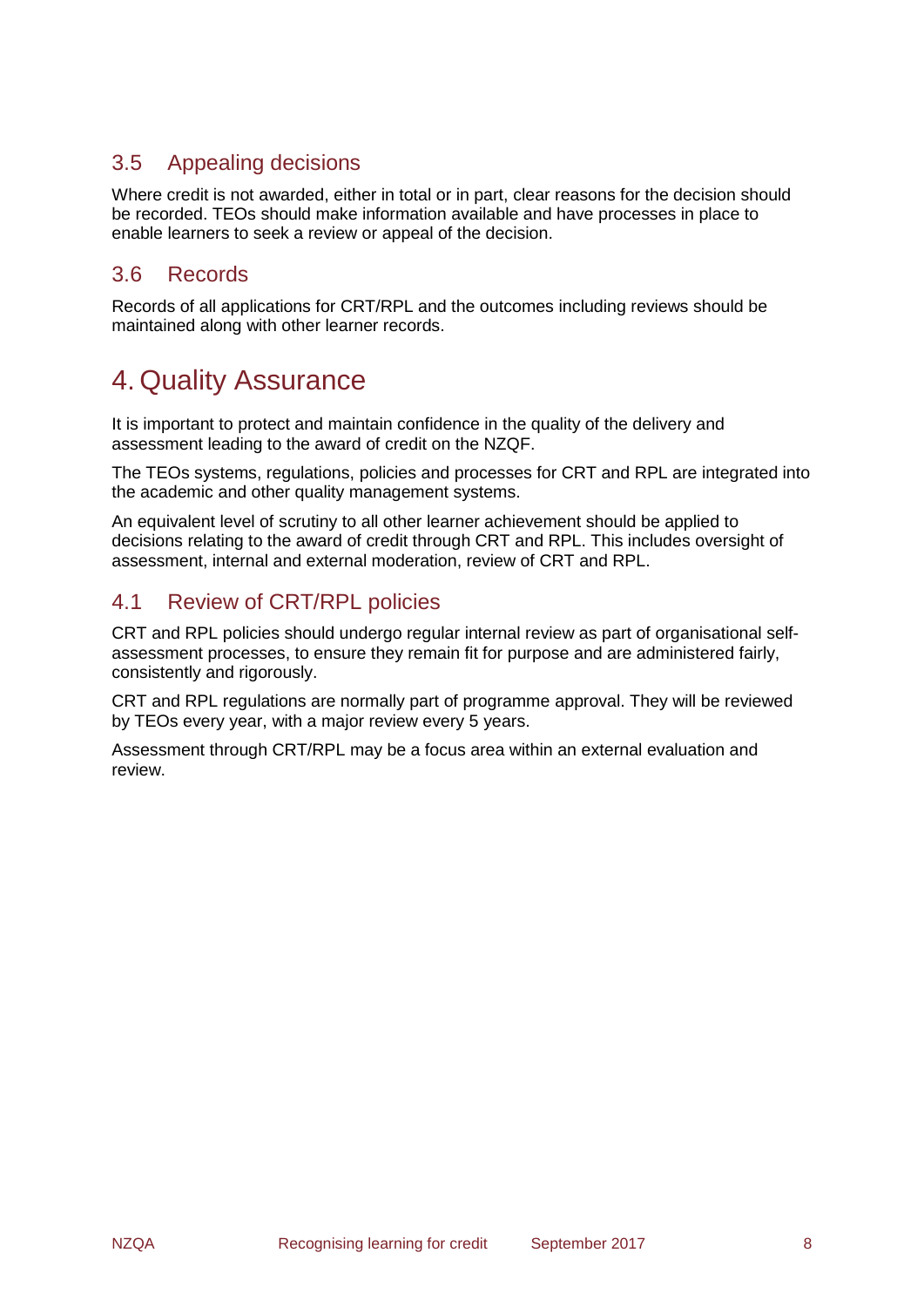### 3.5 Appealing decisions

Where credit is not awarded, either in total or in part, clear reasons for the decision should be recorded. TEOs should make information available and have processes in place to enable learners to seek a review or appeal of the decision.

### 3.6 Records

Records of all applications for CRT/RPL and the outcomes including reviews should be maintained along with other learner records.

## 4. Quality Assurance

It is important to protect and maintain confidence in the quality of the delivery and assessment leading to the award of credit on the NZQF.

The TEOs systems, regulations, policies and processes for CRT and RPL are integrated into the academic and other quality management systems.

An equivalent level of scrutiny to all other learner achievement should be applied to decisions relating to the award of credit through CRT and RPL. This includes oversight of assessment, internal and external moderation, review of CRT and RPL.

### 4.1 Review of CRT/RPL policies

CRT and RPL policies should undergo regular internal review as part of organisational self-assessment processes, to ensure they remain fit for purpose and are administered fairly, consistently and rigorously.

CRT and RPL regulations are normally part of programme approval. They will be reviewed by TEOs every year, with a major review every 5 years.

Assessment through CRT/RPL may be a focus area within an external evaluation and review.